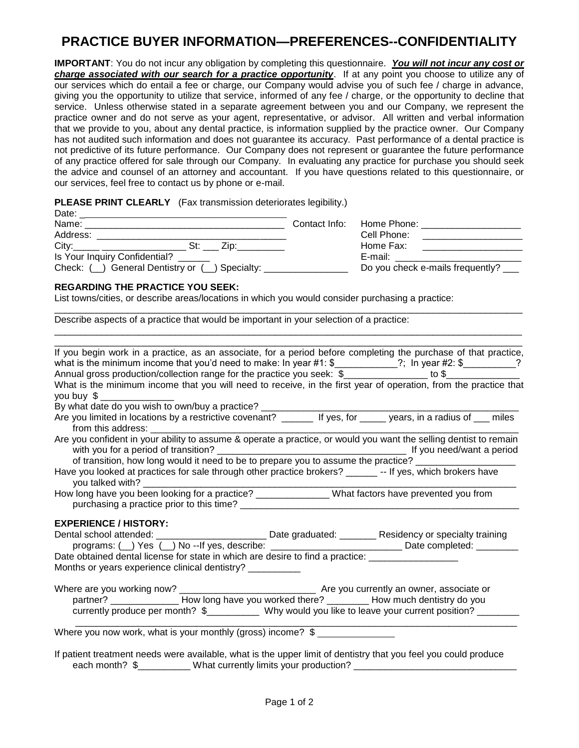# PRACTICE BUYER INFORMATION—PREFERENCES--CONFIDENTIALITY

**IMPORTANT**: You do not incur any obligation by completing this questionnaire. ***You will not incur any cost or charge associated with our search for a practice opportunity***. If at any point you choose to utilize any of our services which do entail a fee or charge, our Company would advise you of such fee / charge in advance, giving you the opportunity to utilize that service, informed of any fee / charge, or the opportunity to decline that service. Unless otherwise stated in a separate agreement between you and our Company, we represent the practice owner and do not serve as your agent, representative, or advisor. All written and verbal information that we provide to you, about any dental practice, is information supplied by the practice owner. Our Company has not audited such information and does not guarantee its accuracy. Past performance of a dental practice is not predictive of its future performance. Our Company does not represent or guarantee the future performance of any practice offered for sale through our Company. In evaluating any practice for purchase you should seek the advice and counsel of an attorney and accountant. If you have questions related to this questionnaire, or our services, feel free to contact us by phone or e-mail.

**PLEASE PRINT CLEARLY** (Fax transmission deteriorates legibility.)

Date: ______________________________________

Name: ______________________________________ Contact Info: Home Phone: ___________________

Address: ___________________________________ Cell Phone: ___________________

City:_____ ________________ St: ___ Zip:_________ Home Fax: ___________________

Is Your Inquiry Confidential? ______ E-mail: ________________________

Check: (__) General Dentistry or (__) Specialty: ________________ Do you check e-mails frequently? ___

**REGARDING THE PRACTICE YOU SEEK:**

List towns/cities, or describe areas/locations in which you would consider purchasing a practice:
_______________________________________________________________________________________

Describe aspects of a practice that would be important in your selection of a practice:
_______________________________________________________________________________________
_______________________________________________________________________________________

If you begin work in a practice, as an associate, for a period before completing the purchase of that practice, what is the minimum income that you'd need to make: In year #1: $____________?; In year #2: $__________?

Annual gross production/collection range for the practice you seek: $________________ to $______________

What is the minimum income that you will need to receive, in the first year of operation, from the practice that you buy $ ______________

By what date do you wish to own/buy a practice? ___________________________________________________

Are you limited in locations by a restrictive covenant? ______ If yes, for _____ years, in a radius of ___ miles from this address: ___________________________________________________________________________

Are you confident in your ability to assume & operate a practice, or would you want the selling dentist to remain with you for a period of transition? _____________________________________ If you need/want a period of transition, how long would it need to be to prepare you to assume the practice? ___________________

Have you looked at practices for sale through other practice brokers? ______ -- If yes, which brokers have you talked with? ____________________________________________________________________________

How long have you been looking for a practice? ______________ What factors have prevented you from purchasing a practice prior to this time? _______________________________________________________

**EXPERIENCE / HISTORY:**

Dental school attended: ______________________ Date graduated: _______ Residency or specialty training programs: (__) Yes (__) No --If yes, describe: _________________________ Date completed: ________

Date obtained dental license for state in which are desire to find a practice: _________________

Months or years experience clinical dentistry? __________

Where are you working now? ___________________________ Are you currently an owner, associate or partner? _____________ How long have you worked there? ________ How much dentistry do you currently produce per month? $__________ Why would you like to leave your current position? ________
_______________________________________________________________________________________

Where you now work, what is your monthly (gross) income? $ ______________

If patient treatment needs were available, what is the upper limit of dentistry that you feel you could produce each month? $__________ What currently limits your production? ________________________________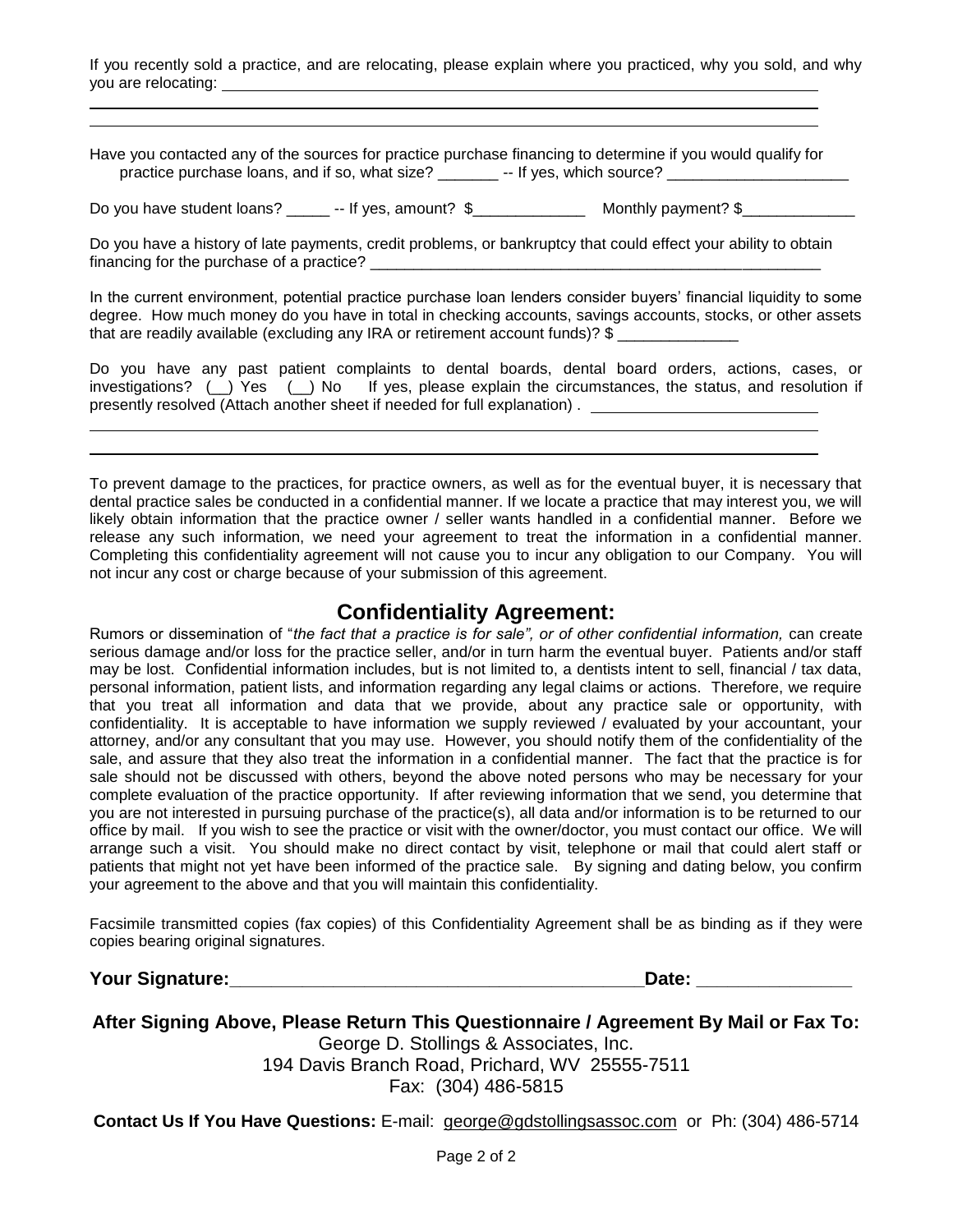If you recently sold a practice, and are relocating, please explain where you practiced, why you sold, and why you are relocating: ____________________________________________________________

______________________________________________________________________________

______________________________________________________________________________

Have you contacted any of the sources for practice purchase financing to determine if you would qualify for practice purchase loans, and if so, what size? _______ -- If yes, which source? _____________________

Do you have student loans? _____ -- If yes, amount? $_____________ Monthly payment? $_____________

Do you have a history of late payments, credit problems, or bankruptcy that could effect your ability to obtain financing for the purchase of a practice? _______________________________________________________

In the current environment, potential practice purchase loan lenders consider buyers' financial liquidity to some degree. How much money do you have in total in checking accounts, savings accounts, stocks, or other assets that are readily available (excluding any IRA or retirement account funds)? $ ______________

Do you have any past patient complaints to dental boards, dental board orders, actions, cases, or investigations? (__) Yes (__) No If yes, please explain the circumstances, the status, and resolution if presently resolved (Attach another sheet if needed for full explanation) . ___________________________

______________________________________________________________________________

______________________________________________________________________________

To prevent damage to the practices, for practice owners, as well as for the eventual buyer, it is necessary that dental practice sales be conducted in a confidential manner. If we locate a practice that may interest you, we will likely obtain information that the practice owner / seller wants handled in a confidential manner. Before we release any such information, we need your agreement to treat the information in a confidential manner. Completing this confidentiality agreement will not cause you to incur any obligation to our Company. You will not incur any cost or charge because of your submission of this agreement.

## Confidentiality Agreement:

Rumors or dissemination of "*the fact that a practice is for sale", or of other confidential information,* can create serious damage and/or loss for the practice seller, and/or in turn harm the eventual buyer. Patients and/or staff may be lost. Confidential information includes, but is not limited to, a dentists intent to sell, financial / tax data, personal information, patient lists, and information regarding any legal claims or actions. Therefore, we require that you treat all information and data that we provide, about any practice sale or opportunity, with confidentiality. It is acceptable to have information we supply reviewed / evaluated by your accountant, your attorney, and/or any consultant that you may use. However, you should notify them of the confidentiality of the sale, and assure that they also treat the information in a confidential manner. The fact that the practice is for sale should not be discussed with others, beyond the above noted persons who may be necessary for your complete evaluation of the practice opportunity. If after reviewing information that we send, you determine that you are not interested in pursuing purchase of the practice(s), all data and/or information is to be returned to our office by mail. If you wish to see the practice or visit with the owner/doctor, you must contact our office. We will arrange such a visit. You should make no direct contact by visit, telephone or mail that could alert staff or patients that might not yet have been informed of the practice sale. By signing and dating below, you confirm your agreement to the above and that you will maintain this confidentiality.

Facsimile transmitted copies (fax copies) of this Confidentiality Agreement shall be as binding as if they were copies bearing original signatures.

**Your Signature:\_\_\_\_\_\_\_\_\_\_\_\_\_\_\_\_\_\_\_\_\_\_\_\_\_\_\_\_\_\_\_\_\_\_\_\_\_\_\_\_\_\_\_\_Date: \_\_\_\_\_\_\_\_\_\_\_\_\_\_\_\_**

**After Signing Above, Please Return This Questionnaire / Agreement By Mail or Fax To:**

George D. Stollings & Associates, Inc.
194 Davis Branch Road, Prichard, WV 25555-7511
Fax: (304) 486-5815

**Contact Us If You Have Questions:** E-mail: george@gdstollingsassoc.com or Ph: (304) 486-5714